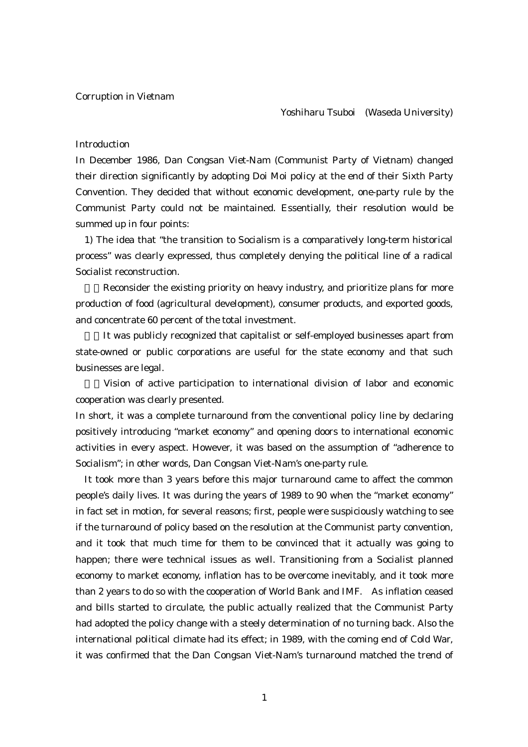# Corruption in Vietnam

Yoshiharu Tsuboi (Waseda University)

## Introduction

In December 1986, Dan Congsan Viet-Nam (Communist Party of Vietnam) changed their direction significantly by adopting Doi Moi policy at the end of their Sixth Party Convention. They decided that without economic development, one-party rule by the Communist Party could not be maintained. Essentially, their resolution would be summed up in four points:

1) The idea that "the transition to Socialism is a comparatively long-term historical process" was clearly expressed, thus completely denying the political line of a radical Socialist reconstruction.

2) Reconsider the existing priority on heavy industry, and prioritize plans for more production of food (agricultural development), consumer products, and exported goods, and concentrate 60 percent of the total investment.

3) It was publicly recognized that capitalist or self-employed businesses apart from state-owned or public corporations are useful for the state economy and that such businesses are legal.

4) Vision of active participation to international division of labor and economic cooperation was clearly presented.

In short, it was a complete turnaround from the conventional policy line by declaring positively introducing "market economy" and opening doors to international economic activities in every aspect. However, it was based on the assumption of "adherence to Socialism"; in other words, Dan Congsan Viet-Nam's one-party rule.

It took more than 3 years before this major turnaround came to affect the common people's daily lives. It was during the years of 1989 to 90 when the "market economy" in fact set in motion, for several reasons; first, people were suspiciously watching to see if the turnaround of policy based on the resolution at the Communist party convention, and it took that much time for them to be convinced that it actually was going to happen; there were technical issues as well. Transitioning from a Socialist planned economy to market economy, inflation has to be overcome inevitably, and it took more than 2 years to do so with the cooperation of World Bank and IMF. As inflation ceased and bills started to circulate, the public actually realized that the Communist Party had adopted the policy change with a steely determination of no turning back. Also the international political climate had its effect; in 1989, with the coming end of Cold War, it was confirmed that the Dan Congsan Viet-Nam's turnaround matched the trend of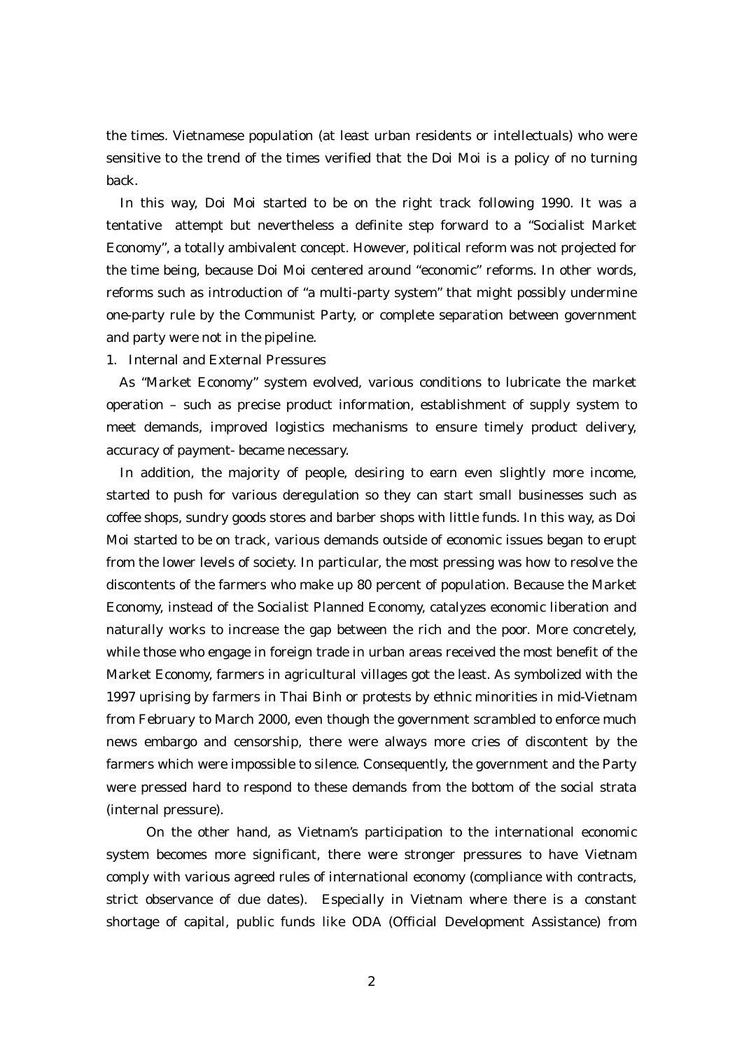the times. Vietnamese population (at least urban residents or intellectuals) who were sensitive to the trend of the times verified that the Doi Moi is a policy of no turning back.

In this way, Doi Moi started to be on the right track following 1990. It was a tentative attempt but nevertheless a definite step forward to a "Socialist Market Economy", a totally ambivalent concept. However, political reform was not projected for the time being, because Doi Moi centered around "economic" reforms. In other words, reforms such as introduction of "a multi-party system" that might possibly undermine one-party rule by the Communist Party, or complete separation between government and party were not in the pipeline.

1. Internal and External Pressures

As "Market Economy" system evolved, various conditions to lubricate the market operation – such as precise product information, establishment of supply system to meet demands, improved logistics mechanisms to ensure timely product delivery, accuracy of payment- became necessary.

In addition, the majority of people, desiring to earn even slightly more income, started to push for various deregulation so they can start small businesses such as coffee shops, sundry goods stores and barber shops with little funds. In this way, as Doi Moi started to be on track, various demands outside of economic issues began to erupt from the lower levels of society. In particular, the most pressing was how to resolve the discontents of the farmers who make up 80 percent of population. Because the Market Economy, instead of the Socialist Planned Economy, catalyzes economic liberation and naturally works to increase the gap between the rich and the poor. More concretely, while those who engage in foreign trade in urban areas received the most benefit of the Market Economy, farmers in agricultural villages got the least. As symbolized with the 1997 uprising by farmers in Thai Binh or protests by ethnic minorities in mid-Vietnam from February to March 2000, even though the government scrambled to enforce much news embargo and censorship, there were always more cries of discontent by the farmers which were impossible to silence. Consequently, the government and the Party were pressed hard to respond to these demands from the bottom of the social strata (internal pressure).

On the other hand, as Vietnam's participation to the international economic system becomes more significant, there were stronger pressures to have Vietnam comply with various agreed rules of international economy (compliance with contracts, strict observance of due dates). Especially in Vietnam where there is a constant shortage of capital, public funds like ODA (Official Development Assistance) from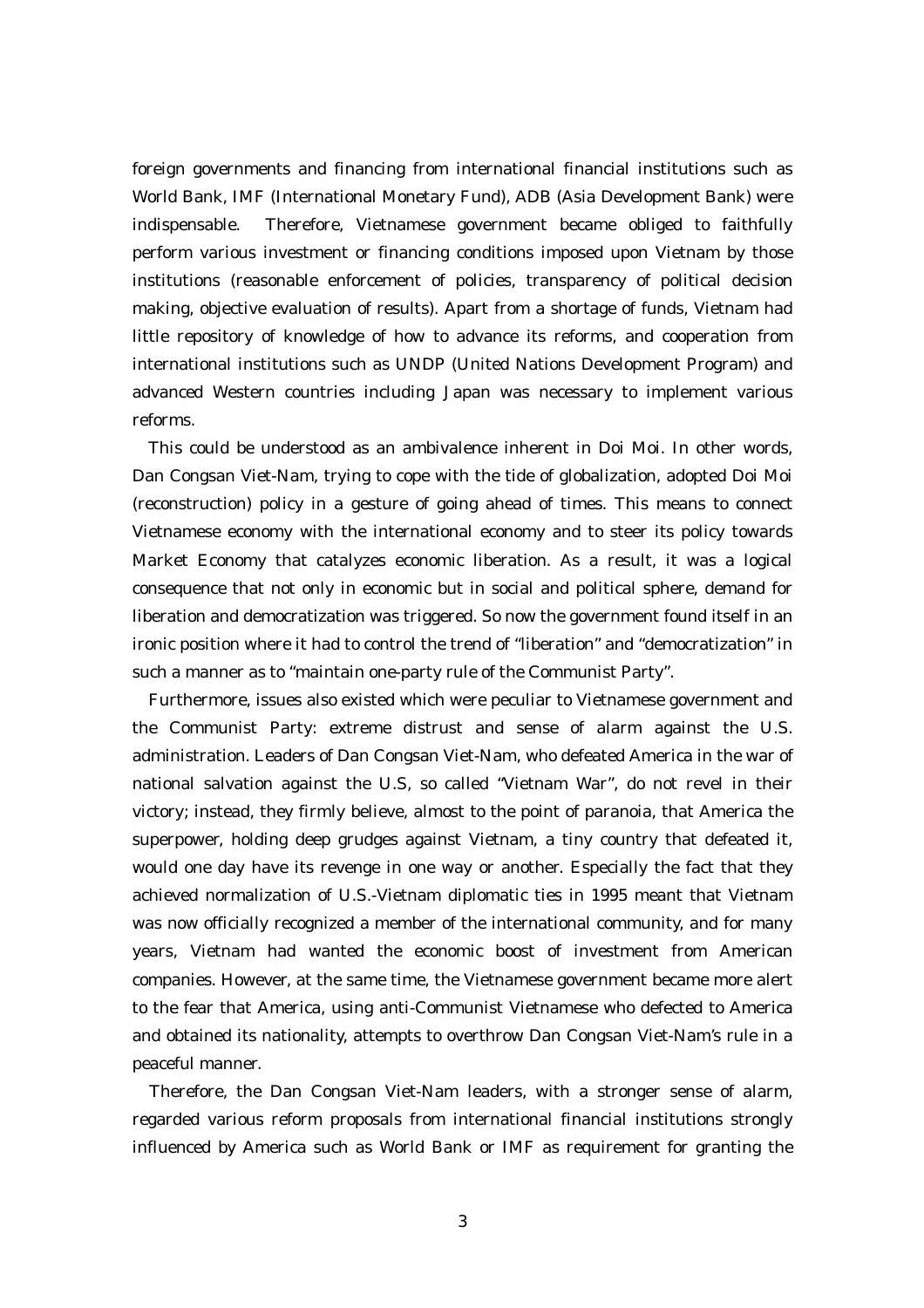foreign governments and financing from international financial institutions such as World Bank, IMF (International Monetary Fund), ADB (Asia Development Bank) were indispensable. Therefore, Vietnamese government became obliged to faithfully perform various investment or financing conditions imposed upon Vietnam by those institutions (reasonable enforcement of policies, transparency of political decision making, objective evaluation of results). Apart from a shortage of funds, Vietnam had little repository of knowledge of how to advance its reforms, and cooperation from international institutions such as UNDP (United Nations Development Program) and advanced Western countries including Japan was necessary to implement various reforms.

This could be understood as an ambivalence inherent in Doi Moi. In other words, Dan Congsan Viet-Nam, trying to cope with the tide of globalization, adopted Doi Moi (reconstruction) policy in a gesture of going ahead of times. This means to connect Vietnamese economy with the international economy and to steer its policy towards Market Economy that catalyzes economic liberation. As a result, it was a logical consequence that not only in economic but in social and political sphere, demand for liberation and democratization was triggered. So now the government found itself in an ironic position where it had to control the trend of "liberation" and "democratization" in such a manner as to "maintain one-party rule of the Communist Party".

Furthermore, issues also existed which were peculiar to Vietnamese government and the Communist Party: extreme distrust and sense of alarm against the U.S. administration. Leaders of Dan Congsan Viet-Nam, who defeated America in the war of national salvation against the U.S, so called "Vietnam War", do not revel in their victory; instead, they firmly believe, almost to the point of paranoia, that America the superpower, holding deep grudges against Vietnam, a tiny country that defeated it, would one day have its revenge in one way or another. Especially the fact that they achieved normalization of U.S.-Vietnam diplomatic ties in 1995 meant that Vietnam was now officially recognized a member of the international community, and for many years, Vietnam had wanted the economic boost of investment from American companies. However, at the same time, the Vietnamese government became more alert to the fear that America, using anti-Communist Vietnamese who defected to America and obtained its nationality, attempts to overthrow Dan Congsan Viet-Nam's rule in a peaceful manner.

Therefore, the Dan Congsan Viet-Nam leaders, with a stronger sense of alarm, regarded various reform proposals from international financial institutions strongly influenced by America such as World Bank or IMF as requirement for granting the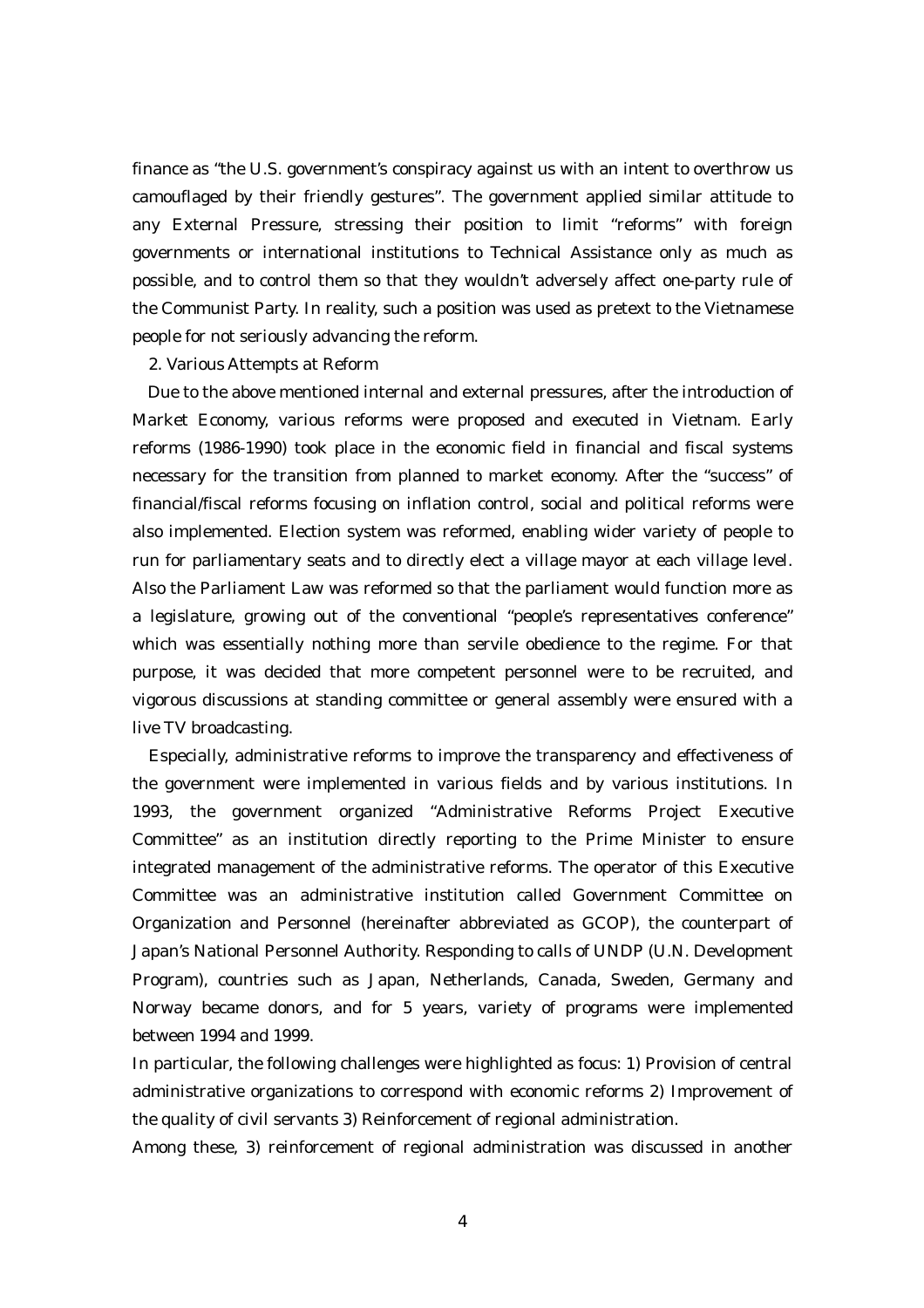finance as "the U.S. government's conspiracy against us with an intent to overthrow us camouflaged by their friendly gestures". The government applied similar attitude to any External Pressure, stressing their position to limit "reforms" with foreign governments or international institutions to Technical Assistance only as much as possible, and to control them so that they wouldn't adversely affect one-party rule of the Communist Party. In reality, such a position was used as pretext to the Vietnamese people for not seriously advancing the reform.

## 2. Various Attempts at Reform

Due to the above mentioned internal and external pressures, after the introduction of Market Economy, various reforms were proposed and executed in Vietnam. Early reforms (1986-1990) took place in the economic field in financial and fiscal systems necessary for the transition from planned to market economy. After the "success" of financial/fiscal reforms focusing on inflation control, social and political reforms were also implemented. Election system was reformed, enabling wider variety of people to run for parliamentary seats and to directly elect a village mayor at each village level. Also the Parliament Law was reformed so that the parliament would function more as a legislature, growing out of the conventional "people's representatives conference" which was essentially nothing more than servile obedience to the regime. For that purpose, it was decided that more competent personnel were to be recruited, and vigorous discussions at standing committee or general assembly were ensured with a live TV broadcasting.

Especially, administrative reforms to improve the transparency and effectiveness of the government were implemented in various fields and by various institutions. In 1993, the government organized "Administrative Reforms Project Executive Committee" as an institution directly reporting to the Prime Minister to ensure integrated management of the administrative reforms. The operator of this Executive Committee was an administrative institution called Government Committee on Organization and Personnel (hereinafter abbreviated as GCOP), the counterpart of Japan's National Personnel Authority. Responding to calls of UNDP (U.N. Development Program), countries such as Japan, Netherlands, Canada, Sweden, Germany and Norway became donors, and for 5 years, variety of programs were implemented between 1994 and 1999.

In particular, the following challenges were highlighted as focus: 1) Provision of central administrative organizations to correspond with economic reforms 2) Improvement of the quality of civil servants 3) Reinforcement of regional administration.

Among these, 3) reinforcement of regional administration was discussed in another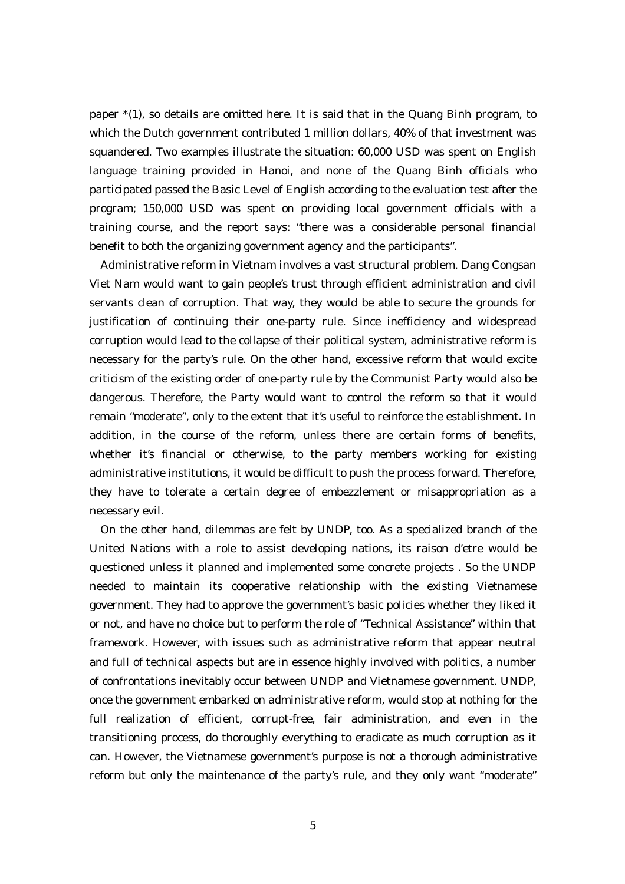paper *(1), so details are omitted here. It is said that in the Quang Binh program, to which the Dutch government contributed 1 million dollars, 40% of that investment was squandered. Two examples illustrate the situation: 60,000 USD was spent on English language training provided in Hanoi, and none of the Quang Binh officials who participated passed the Basic Level of English according to the evaluation test after the program; 150,000 USD was spent on providing local government officials with a training course, and the report says: "there was a considerable personal financial benefit to both the organizing government agency and the participants".

Administrative reform in Vietnam involves a vast structural problem. Dang Congsan Viet Nam would want to gain people's trust through efficient administration and civil servants clean of corruption. That way, they would be able to secure the grounds for justification of continuing their one-party rule. Since inefficiency and widespread corruption would lead to the collapse of their political system, administrative reform is necessary for the party's rule. On the other hand, excessive reform that would excite criticism of the existing order of one-party rule by the Communist Party would also be dangerous. Therefore, the Party would want to control the reform so that it would remain "moderate", only to the extent that it's useful to reinforce the establishment. In addition, in the course of the reform, unless there are certain forms of benefits, whether it's financial or otherwise, to the party members working for existing administrative institutions, it would be difficult to push the process forward. Therefore, they have to tolerate a certain degree of embezzlement or misappropriation as a necessary evil.

On the other hand, dilemmas are felt by UNDP, too. As a specialized branch of the United Nations with a role to assist developing nations, its raison d'etre would be questioned unless it planned and implemented some concrete projects . So the UNDP needed to maintain its cooperative relationship with the existing Vietnamese government. They had to approve the government's basic policies whether they liked it or not, and have no choice but to perform the role of "Technical Assistance" within that framework. However, with issues such as administrative reform that appear neutral and full of technical aspects but are in essence highly involved with politics, a number of confrontations inevitably occur between UNDP and Vietnamese government. UNDP, once the government embarked on administrative reform, would stop at nothing for the full realization of efficient, corrupt-free, fair administration, and even in the transitioning process, do thoroughly everything to eradicate as much corruption as it can. However, the Vietnamese government's purpose is not a thorough administrative reform but only the maintenance of the party's rule, and they only want "moderate"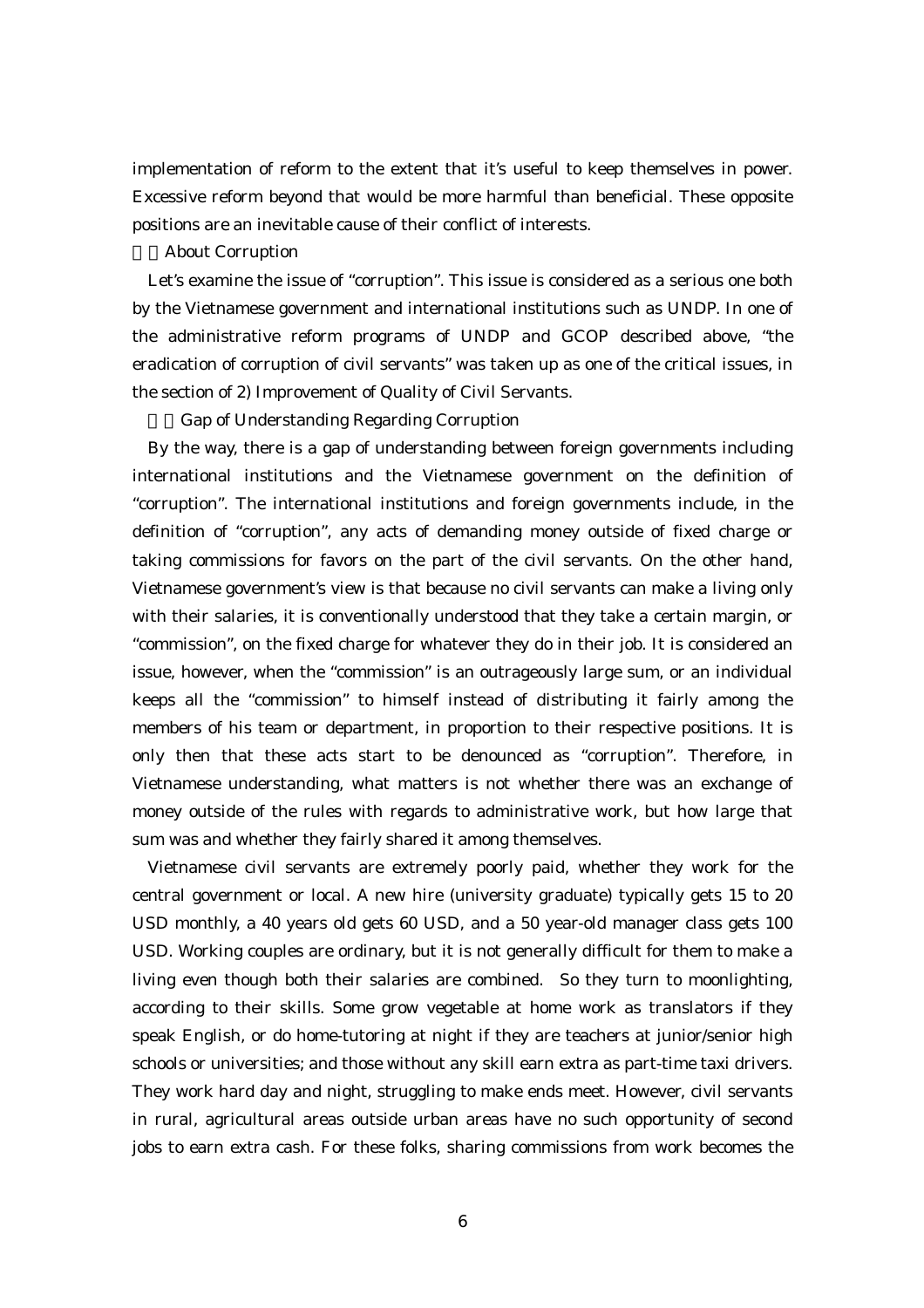implementation of reform to the extent that it's useful to keep themselves in power. Excessive reform beyond that would be more harmful than beneficial. These opposite positions are an inevitable cause of their conflict of interests.

### About Corruption

Let's examine the issue of "corruption". This issue is considered as a serious one both by the Vietnamese government and international institutions such as UNDP. In one of the administrative reform programs of UNDP and GCOP described above, "the eradication of corruption of civil servants" was taken up as one of the critical issues, in the section of 2) Improvement of Quality of Civil Servants.

#### Gap of Understanding Regarding Corruption

By the way, there is a gap of understanding between foreign governments including international institutions and the Vietnamese government on the definition of "corruption". The international institutions and foreign governments include, in the definition of "corruption", any acts of demanding money outside of fixed charge or taking commissions for favors on the part of the civil servants. On the other hand, Vietnamese government's view is that because no civil servants can make a living only with their salaries, it is conventionally understood that they take a certain margin, or "commission", on the fixed charge for whatever they do in their job. It is considered an issue, however, when the "commission" is an outrageously large sum, or an individual keeps all the "commission" to himself instead of distributing it fairly among the members of his team or department, in proportion to their respective positions. It is only then that these acts start to be denounced as "corruption". Therefore, in Vietnamese understanding, what matters is not whether there was an exchange of money outside of the rules with regards to administrative work, but how large that sum was and whether they fairly shared it among themselves.

Vietnamese civil servants are extremely poorly paid, whether they work for the central government or local. A new hire (university graduate) typically gets 15 to 20 USD monthly, a 40 years old gets 60 USD, and a 50 year-old manager class gets 100 USD. Working couples are ordinary, but it is not generally difficult for them to make a living even though both their salaries are combined. So they turn to moonlighting, according to their skills. Some grow vegetable at home work as translators if they speak English, or do home-tutoring at night if they are teachers at junior/senior high schools or universities; and those without any skill earn extra as part-time taxi drivers. They work hard day and night, struggling to make ends meet. However, civil servants in rural, agricultural areas outside urban areas have no such opportunity of second jobs to earn extra cash. For these folks, sharing commissions from work becomes the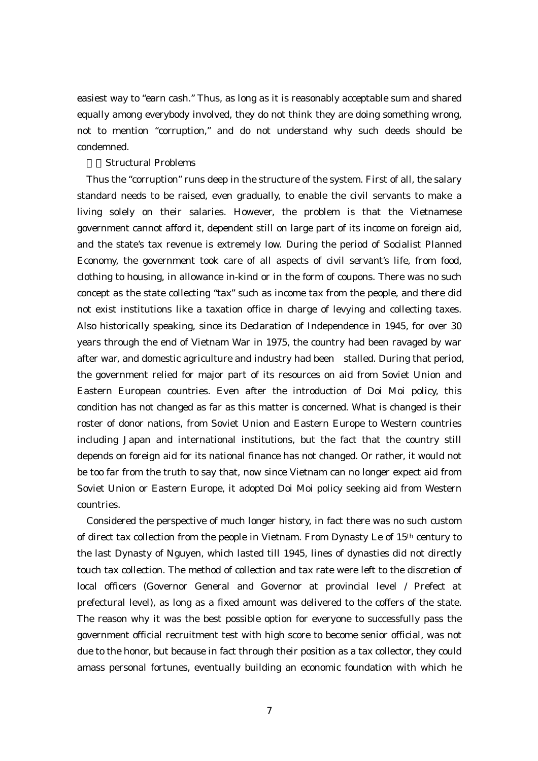easiest way to "earn cash." Thus, as long as it is reasonably acceptable sum and shared equally among everybody involved, they do not think they are doing something wrong, not to mention "corruption," and do not understand why such deeds should be condemned.

### Structural Problems

Thus the "corruption" runs deep in the structure of the system. First of all, the salary standard needs to be raised, even gradually, to enable the civil servants to make a living solely on their salaries. However, the problem is that the Vietnamese government cannot afford it, dependent still on large part of its income on foreign aid, and the state's tax revenue is extremely low. During the period of Socialist Planned Economy, the government took care of all aspects of civil servant's life, from food, clothing to housing, in allowance in-kind or in the form of coupons. There was no such concept as the state collecting "tax" such as income tax from the people, and there did not exist institutions like a taxation office in charge of levying and collecting taxes. Also historically speaking, since its Declaration of Independence in 1945, for over 30 years through the end of Vietnam War in 1975, the country had been ravaged by war after war, and domestic agriculture and industry had been stalled. During that period, the government relied for major part of its resources on aid from Soviet Union and Eastern European countries. Even after the introduction of Doi Moi policy, this condition has not changed as far as this matter is concerned. What is changed is their roster of donor nations, from Soviet Union and Eastern Europe to Western countries including Japan and international institutions, but the fact that the country still depends on foreign aid for its national finance has not changed. Or rather, it would not be too far from the truth to say that, now since Vietnam can no longer expect aid from Soviet Union or Eastern Europe, it adopted Doi Moi policy seeking aid from Western countries.

Considered the perspective of much longer history, in fact there was no such custom of direct tax collection from the people in Vietnam. From Dynasty Le of 15th century to the last Dynasty of Nguyen, which lasted till 1945, lines of dynasties did not directly touch tax collection. The method of collection and tax rate were left to the discretion of local officers (Governor General and Governor at provincial level / Prefect at prefectural level), as long as a fixed amount was delivered to the coffers of the state. The reason why it was the best possible option for everyone to successfully pass the government official recruitment test with high score to become senior official, was not due to the honor, but because in fact through their position as a tax collector, they could amass personal fortunes, eventually building an economic foundation with which he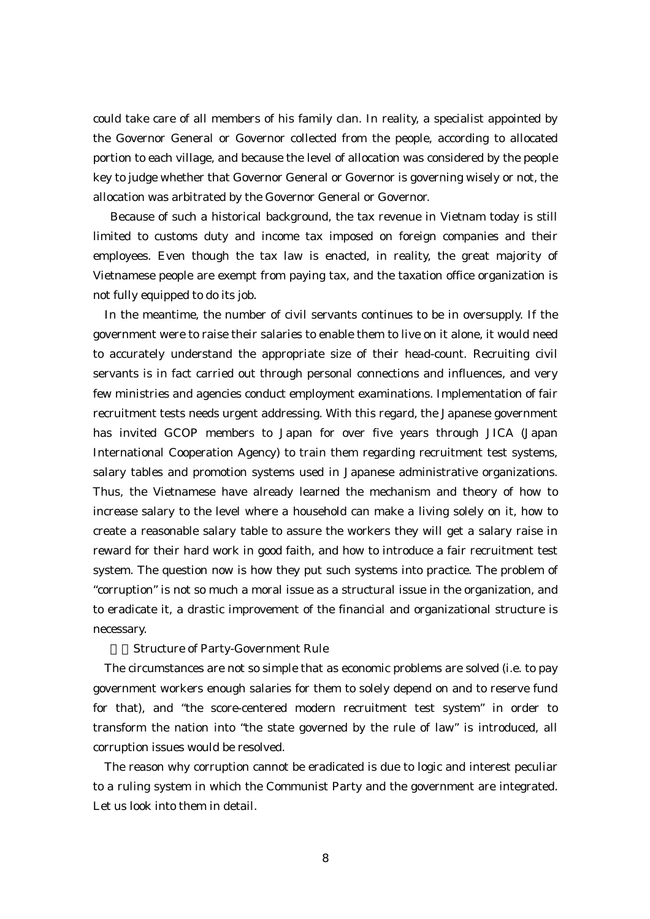could take care of all members of his family clan. In reality, a specialist appointed by the Governor General or Governor collected from the people, according to allocated portion to each village, and because the level of allocation was considered by the people key to judge whether that Governor General or Governor is governing wisely or not, the allocation was arbitrated by the Governor General or Governor.

Because of such a historical background, the tax revenue in Vietnam today is still limited to customs duty and income tax imposed on foreign companies and their employees. Even though the tax law is enacted, in reality, the great majority of Vietnamese people are exempt from paying tax, and the taxation office organization is not fully equipped to do its job.

In the meantime, the number of civil servants continues to be in oversupply. If the government were to raise their salaries to enable them to live on it alone, it would need to accurately understand the appropriate size of their head-count. Recruiting civil servants is in fact carried out through personal connections and influences, and very few ministries and agencies conduct employment examinations. Implementation of fair recruitment tests needs urgent addressing. With this regard, the Japanese government has invited GCOP members to Japan for over five years through JICA (Japan International Cooperation Agency) to train them regarding recruitment test systems, salary tables and promotion systems used in Japanese administrative organizations. Thus, the Vietnamese have already learned the mechanism and theory of how to increase salary to the level where a household can make a living solely on it, how to create a reasonable salary table to assure the workers they will get a salary raise in reward for their hard work in good faith, and how to introduce a fair recruitment test system. The question now is how they put such systems into practice. The problem of "corruption" is not so much a moral issue as a structural issue in the organization, and to eradicate it, a drastic improvement of the financial and organizational structure is necessary.

### Structure of Party-Government Rule

The circumstances are not so simple that as economic problems are solved (i.e. to pay government workers enough salaries for them to solely depend on and to reserve fund for that), and "the score-centered modern recruitment test system" in order to transform the nation into "the state governed by the rule of law" is introduced, all corruption issues would be resolved.

The reason why corruption cannot be eradicated is due to logic and interest peculiar to a ruling system in which the Communist Party and the government are integrated. Let us look into them in detail.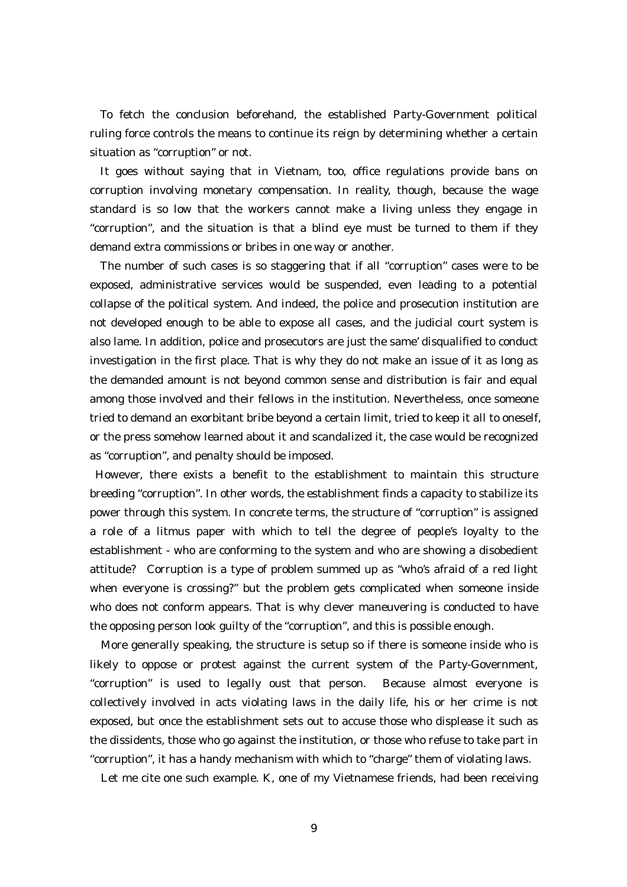To fetch the conclusion beforehand, the established Party-Government political ruling force controls the means to continue its reign by determining whether a certain situation as "corruption" or not.

It goes without saying that in Vietnam, too, office regulations provide bans on corruption involving monetary compensation. In reality, though, because the wage standard is so low that the workers cannot make a living unless they engage in "corruption", and the situation is that a blind eye must be turned to them if they demand extra commissions or bribes in one way or another.

The number of such cases is so staggering that if all "corruption" cases were to be exposed, administrative services would be suspended, even leading to a potential collapse of the political system. And indeed, the police and prosecution institution are not developed enough to be able to expose all cases, and the judicial court system is also lame. In addition, police and prosecutors are just the same' disqualified to conduct investigation in the first place. That is why they do not make an issue of it as long as the demanded amount is not beyond common sense and distribution is fair and equal among those involved and their fellows in the institution. Nevertheless, once someone tried to demand an exorbitant bribe beyond a certain limit, tried to keep it all to oneself, or the press somehow learned about it and scandalized it, the case would be recognized as "corruption", and penalty should be imposed.

However, there exists a benefit to the establishment to maintain this structure breeding "corruption". In other words, the establishment finds a capacity to stabilize its power through this system. In concrete terms, the structure of "corruption" is assigned a role of a litmus paper with which to tell the degree of people's loyalty to the establishment - who are conforming to the system and who are showing a disobedient attitude? Corruption is a type of problem summed up as "who's afraid of a red light when everyone is crossing?" but the problem gets complicated when someone inside who does not conform appears. That is why clever maneuvering is conducted to have the opposing person look guilty of the "corruption", and this is possible enough.

More generally speaking, the structure is setup so if there is someone inside who is likely to oppose or protest against the current system of the Party-Government, "corruption" is used to legally oust that person. Because almost everyone is collectively involved in acts violating laws in the daily life, his or her crime is not exposed, but once the establishment sets out to accuse those who displease it such as the dissidents, those who go against the institution, or those who refuse to take part in "corruption", it has a handy mechanism with which to "charge" them of violating laws.

Let me cite one such example. K, one of my Vietnamese friends, had been receiving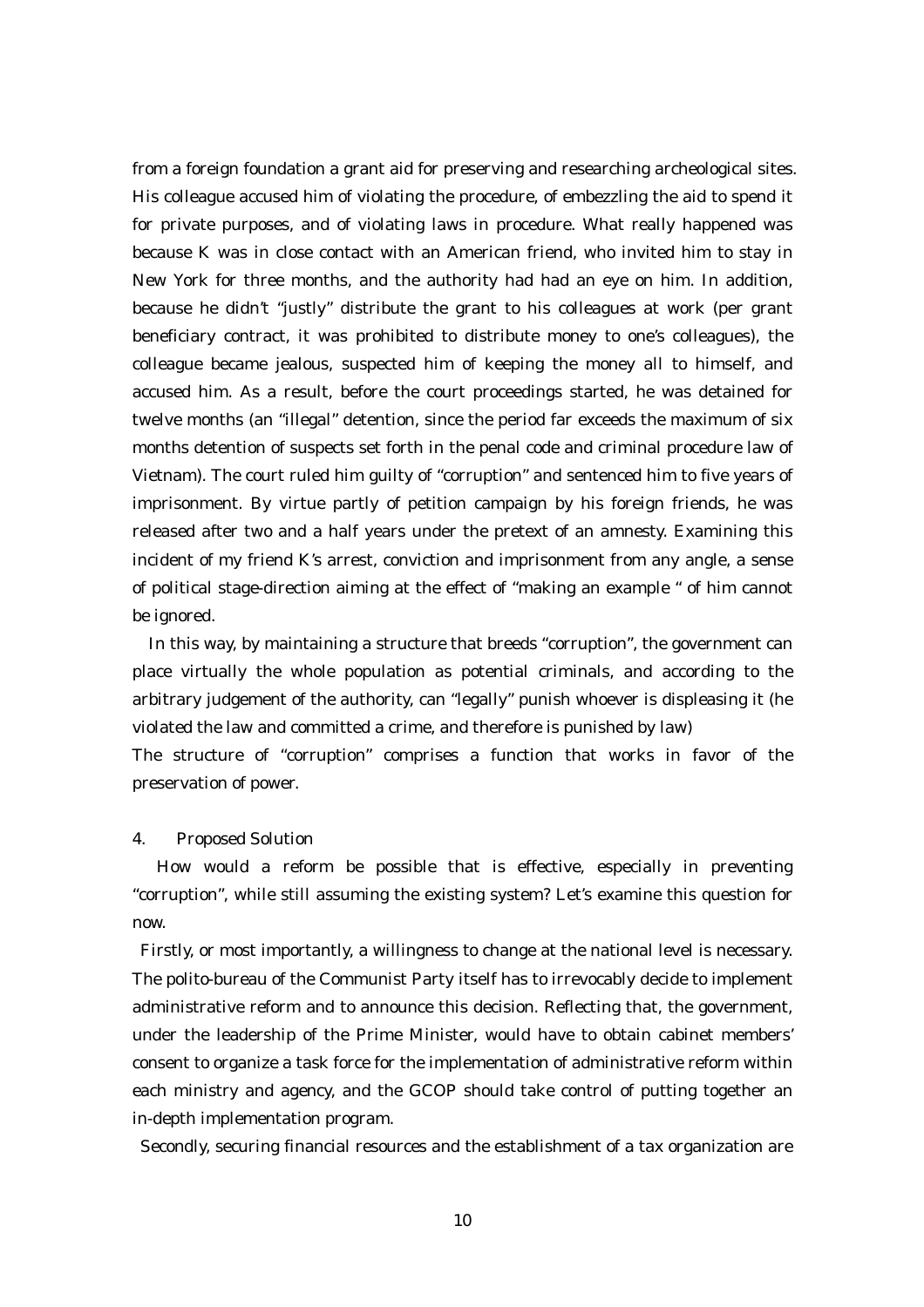from a foreign foundation a grant aid for preserving and researching archeological sites. His colleague accused him of violating the procedure, of embezzling the aid to spend it for private purposes, and of violating laws in procedure. What really happened was because K was in close contact with an American friend, who invited him to stay in New York for three months, and the authority had had an eye on him. In addition, because he didn't "justly" distribute the grant to his colleagues at work (per grant beneficiary contract, it was prohibited to distribute money to one's colleagues), the colleague became jealous, suspected him of keeping the money all to himself, and accused him. As a result, before the court proceedings started, he was detained for twelve months (an "illegal" detention, since the period far exceeds the maximum of six months detention of suspects set forth in the penal code and criminal procedure law of Vietnam). The court ruled him guilty of "corruption" and sentenced him to five years of imprisonment. By virtue partly of petition campaign by his foreign friends, he was released after two and a half years under the pretext of an amnesty. Examining this incident of my friend K's arrest, conviction and imprisonment from any angle, a sense of political stage-direction aiming at the effect of "making an example " of him cannot be ignored.

In this way, by maintaining a structure that breeds "corruption", the government can place virtually the whole population as potential criminals, and according to the arbitrary judgement of the authority, can "legally" punish whoever is displeasing it (he violated the law and committed a crime, and therefore is punished by law)

The structure of "corruption" comprises a function that works in favor of the preservation of power.

## 4. Proposed Solution

How would a reform be possible that is effective, especially in preventing "corruption", while still assuming the existing system? Let's examine this question for now.

Firstly, or most importantly, a willingness to change at the national level is necessary. The polito-bureau of the Communist Party itself has to irrevocably decide to implement administrative reform and to announce this decision. Reflecting that, the government, under the leadership of the Prime Minister, would have to obtain cabinet members' consent to organize a task force for the implementation of administrative reform within each ministry and agency, and the GCOP should take control of putting together an in-depth implementation program.

Secondly, securing financial resources and the establishment of a tax organization are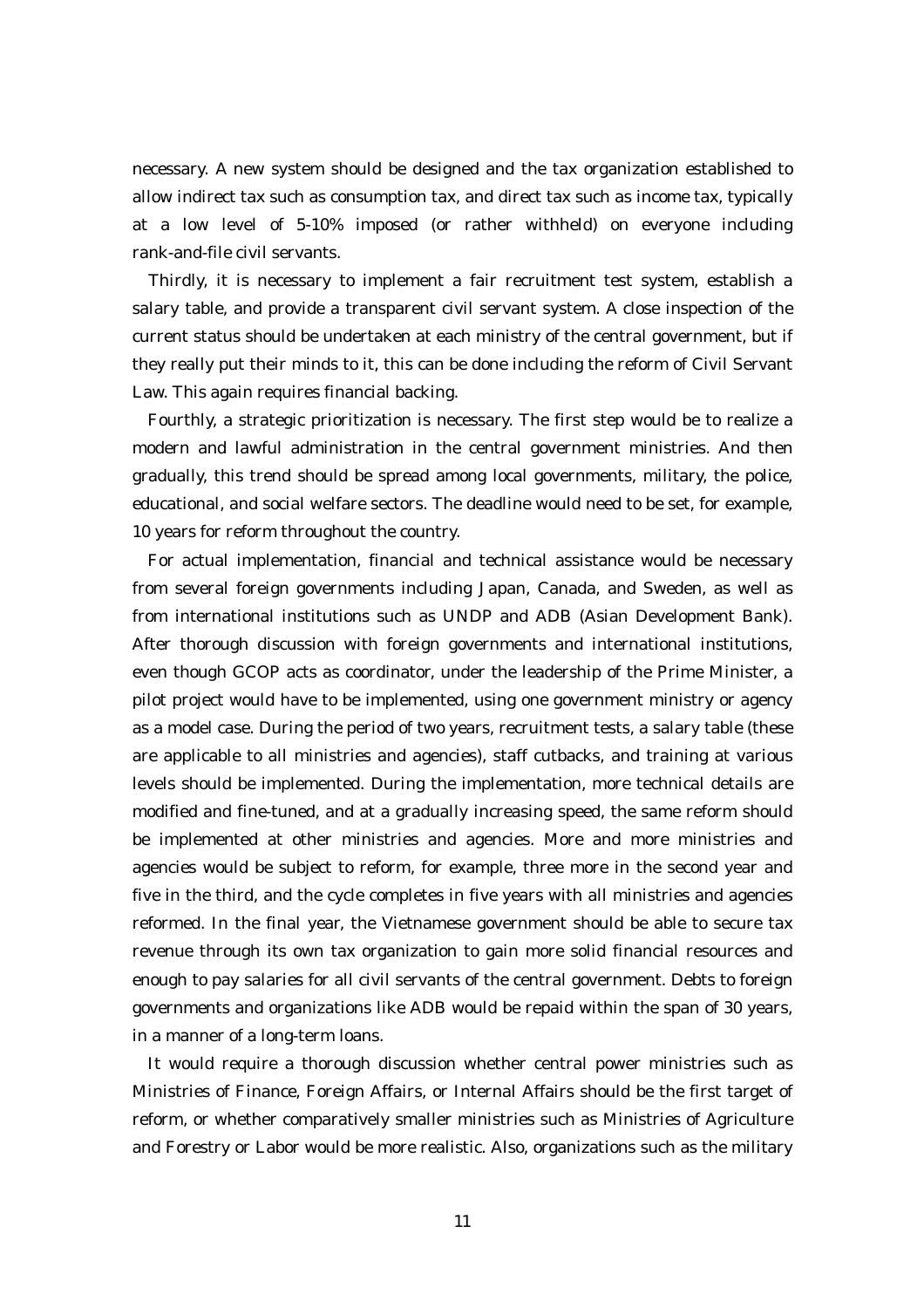necessary. A new system should be designed and the tax organization established to allow indirect tax such as consumption tax, and direct tax such as income tax, typically at a low level of 5-10% imposed (or rather withheld) on everyone including rank-and-file civil servants.

Thirdly, it is necessary to implement a fair recruitment test system, establish a salary table, and provide a transparent civil servant system. A close inspection of the current status should be undertaken at each ministry of the central government, but if they really put their minds to it, this can be done including the reform of Civil Servant Law. This again requires financial backing.

Fourthly, a strategic prioritization is necessary. The first step would be to realize a modern and lawful administration in the central government ministries. And then gradually, this trend should be spread among local governments, military, the police, educational, and social welfare sectors. The deadline would need to be set, for example, 10 years for reform throughout the country.

For actual implementation, financial and technical assistance would be necessary from several foreign governments including Japan, Canada, and Sweden, as well as from international institutions such as UNDP and ADB (Asian Development Bank). After thorough discussion with foreign governments and international institutions, even though GCOP acts as coordinator, under the leadership of the Prime Minister, a pilot project would have to be implemented, using one government ministry or agency as a model case. During the period of two years, recruitment tests, a salary table (these are applicable to all ministries and agencies), staff cutbacks, and training at various levels should be implemented. During the implementation, more technical details are modified and fine-tuned, and at a gradually increasing speed, the same reform should be implemented at other ministries and agencies. More and more ministries and agencies would be subject to reform, for example, three more in the second year and five in the third, and the cycle completes in five years with all ministries and agencies reformed. In the final year, the Vietnamese government should be able to secure tax revenue through its own tax organization to gain more solid financial resources and enough to pay salaries for all civil servants of the central government. Debts to foreign governments and organizations like ADB would be repaid within the span of 30 years, in a manner of a long-term loans.

It would require a thorough discussion whether central power ministries such as Ministries of Finance, Foreign Affairs, or Internal Affairs should be the first target of reform, or whether comparatively smaller ministries such as Ministries of Agriculture and Forestry or Labor would be more realistic. Also, organizations such as the military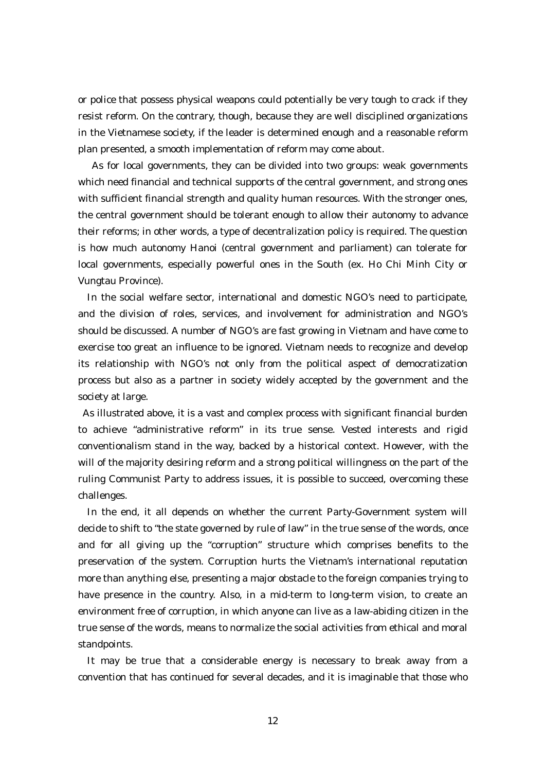or police that possess physical weapons could potentially be very tough to crack if they resist reform. On the contrary, though, because they are well disciplined organizations in the Vietnamese society, if the leader is determined enough and a reasonable reform plan presented, a smooth implementation of reform may come about.

As for local governments, they can be divided into two groups: weak governments which need financial and technical supports of the central government, and strong ones with sufficient financial strength and quality human resources. With the stronger ones, the central government should be tolerant enough to allow their autonomy to advance their reforms; in other words, a type of decentralization policy is required. The question is how much autonomy Hanoi (central government and parliament) can tolerate for local governments, especially powerful ones in the South (ex. Ho Chi Minh City or Vungtau Province).

In the social welfare sector, international and domestic NGO's need to participate, and the division of roles, services, and involvement for administration and NGO's should be discussed. A number of NGO's are fast growing in Vietnam and have come to exercise too great an influence to be ignored. Vietnam needs to recognize and develop its relationship with NGO's not only from the political aspect of democratization process but also as a partner in society widely accepted by the government and the society at large.

As illustrated above, it is a vast and complex process with significant financial burden to achieve "administrative reform" in its true sense. Vested interests and rigid conventionalism stand in the way, backed by a historical context. However, with the will of the majority desiring reform and a strong political willingness on the part of the ruling Communist Party to address issues, it is possible to succeed, overcoming these challenges.

In the end, it all depends on whether the current Party-Government system will decide to shift to "the state governed by rule of law" in the true sense of the words, once and for all giving up the "corruption" structure which comprises benefits to the preservation of the system. Corruption hurts the Vietnam's international reputation more than anything else, presenting a major obstacle to the foreign companies trying to have presence in the country. Also, in a mid-term to long-term vision, to create an environment free of corruption, in which anyone can live as a law-abiding citizen in the true sense of the words, means to normalize the social activities from ethical and moral standpoints.

It may be true that a considerable energy is necessary to break away from a convention that has continued for several decades, and it is imaginable that those who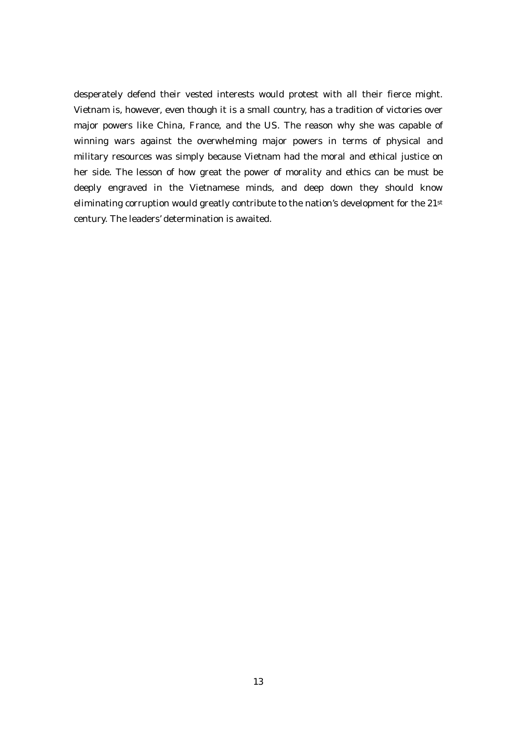desperately defend their vested interests would protest with all their fierce might. Vietnam is, however, even though it is a small country, has a tradition of victories over major powers like China, France, and the US. The reason why she was capable of winning wars against the overwhelming major powers in terms of physical and military resources was simply because Vietnam had the moral and ethical justice on her side. The lesson of how great the power of morality and ethics can be must be deeply engraved in the Vietnamese minds, and deep down they should know eliminating corruption would greatly contribute to the nation's development for the 21st century. The leaders' determination is awaited.